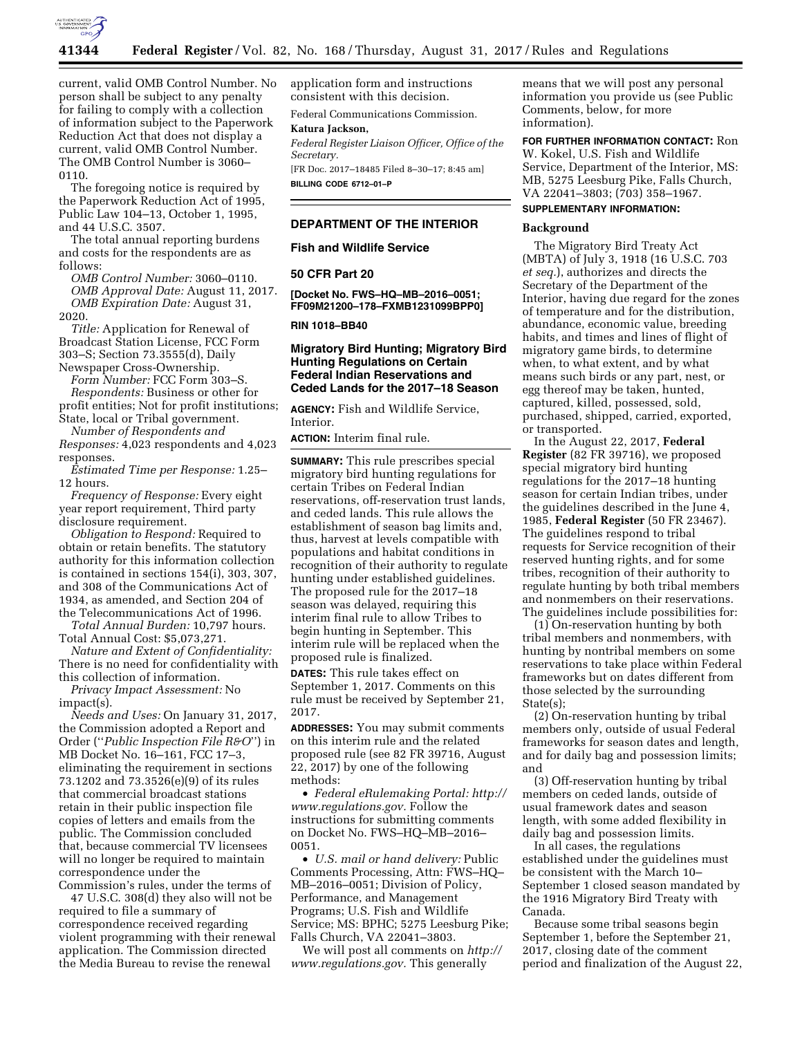current, valid OMB Control Number. No person shall be subject to any penalty for failing to comply with a collection of information subject to the Paperwork Reduction Act that does not display a current, valid OMB Control Number. The OMB Control Number is 3060–0110.

The foregoing notice is required by the Paperwork Reduction Act of 1995, Public Law 104–13, October 1, 1995, and 44 U.S.C. 3507.

The total annual reporting burdens and costs for the respondents are as follows:

*OMB Control Number:* 3060–0110.

*OMB Approval Date:* August 11, 2017.

*OMB Expiration Date:* August 31, 2020.

*Title:* Application for Renewal of Broadcast Station License, FCC Form 303–S; Section 73.3555(d), Daily Newspaper Cross-Ownership.

*Form Number:* FCC Form 303–S.

*Respondents:* Business or other for profit entities; Not for profit institutions; State, local or Tribal government.

*Number of Respondents and Responses:* 4,023 respondents and 4,023 responses.

*Estimated Time per Response:* 1.25–12 hours.

*Frequency of Response:* Every eight year report requirement, Third party disclosure requirement.

*Obligation to Respond:* Required to obtain or retain benefits. The statutory authority for this information collection is contained in sections 154(i), 303, 307, and 308 of the Communications Act of 1934, as amended, and Section 204 of the Telecommunications Act of 1996.

*Total Annual Burden:* 10,797 hours. Total Annual Cost: $5,073,271.

*Nature and Extent of Confidentiality:* There is no need for confidentiality with this collection of information.

*Privacy Impact Assessment:* No impact(s).

*Needs and Uses:* On January 31, 2017, the Commission adopted a Report and Order (''*Public Inspection File R&O*'') in MB Docket No. 16–161, FCC 17–3, eliminating the requirement in sections 73.1202 and 73.3526(e)(9) of its rules that commercial broadcast stations retain in their public inspection file copies of letters and emails from the public. The Commission concluded that, because commercial TV licensees will no longer be required to maintain correspondence under the Commission's rules, under the terms of 47 U.S.C. 308(d) they also will not be required to file a summary of correspondence received regarding violent programming with their renewal application. The Commission directed the Media Bureau to revise the renewal application form and instructions consistent with this decision.

Federal Communications Commission.

**Katura Jackson,**

*Federal Register Liaison Officer, Office of the Secretary.*

[FR Doc. 2017–18485 Filed 8–30–17; 8:45 am]

**BILLING CODE 6712–01–P**

---

## DEPARTMENT OF THE INTERIOR

### Fish and Wildlife Service

### 50 CFR Part 20

**[Docket No. FWS–HQ–MB–2016–0051; FF09M21200–178–FXMB1231099BPP0]**

**RIN 1018–BB40**

### Migratory Bird Hunting; Migratory Bird Hunting Regulations on Certain Federal Indian Reservations and Ceded Lands for the 2017–18 Season

**AGENCY:** Fish and Wildlife Service, Interior.

**ACTION:** Interim final rule.

**SUMMARY:** This rule prescribes special migratory bird hunting regulations for certain Tribes on Federal Indian reservations, off-reservation trust lands, and ceded lands. This rule allows the establishment of season bag limits and, thus, harvest at levels compatible with populations and habitat conditions in recognition of their authority to regulate hunting under established guidelines. The proposed rule for the 2017–18 season was delayed, requiring this interim final rule to allow Tribes to begin hunting in September. This interim rule will be replaced when the proposed rule is finalized.

**DATES:** This rule takes effect on September 1, 2017. Comments on this rule must be received by September 21, 2017.

**ADDRESSES:** You may submit comments on this interim rule and the related proposed rule (see 82 FR 39716, August 22, 2017) by one of the following methods:

- *Federal eRulemaking Portal: http://www.regulations.gov.* Follow the instructions for submitting comments on Docket No. FWS–HQ–MB–2016–0051.
- *U.S. mail or hand delivery:* Public Comments Processing, Attn: FWS–HQ–MB–2016–0051; Division of Policy, Performance, and Management Programs; U.S. Fish and Wildlife Service; MS: BPHC; 5275 Leesburg Pike; Falls Church, VA 22041–3803.

We will post all comments on *http://www.regulations.gov.* This generally means that we will post any personal information you provide us (see Public Comments, below, for more information).

**FOR FURTHER INFORMATION CONTACT:** Ron W. Kokel, U.S. Fish and Wildlife Service, Department of the Interior, MS: MB, 5275 Leesburg Pike, Falls Church, VA 22041–3803; (703) 358–1967.

**SUPPLEMENTARY INFORMATION:**

#### Background

The Migratory Bird Treaty Act (MBTA) of July 3, 1918 (16 U.S.C. 703 *et seq.*), authorizes and directs the Secretary of the Department of the Interior, having due regard for the zones of temperature and for the distribution, abundance, economic value, breeding habits, and times and lines of flight of migratory game birds, to determine when, to what extent, and by what means such birds or any part, nest, or egg thereof may be taken, hunted, captured, killed, possessed, sold, purchased, shipped, carried, exported, or transported.

In the August 22, 2017, **Federal Register** (82 FR 39716), we proposed special migratory bird hunting regulations for the 2017–18 hunting season for certain Indian tribes, under the guidelines described in the June 4, 1985, **Federal Register** (50 FR 23467). The guidelines respond to tribal requests for Service recognition of their reserved hunting rights, and for some tribes, recognition of their authority to regulate hunting by both tribal members and nonmembers on their reservations. The guidelines include possibilities for:

(1) On-reservation hunting by both tribal members and nonmembers, with hunting by nontribal members on some reservations to take place within Federal frameworks but on dates different from those selected by the surrounding State(s);

(2) On-reservation hunting by tribal members only, outside of usual Federal frameworks for season dates and length, and for daily bag and possession limits; and

(3) Off-reservation hunting by tribal members on ceded lands, outside of usual framework dates and season length, with some added flexibility in daily bag and possession limits.

In all cases, the regulations established under the guidelines must be consistent with the March 10–September 1 closed season mandated by the 1916 Migratory Bird Treaty with Canada.

Because some tribal seasons begin September 1, before the September 21, 2017, closing date of the comment period and finalization of the August 22,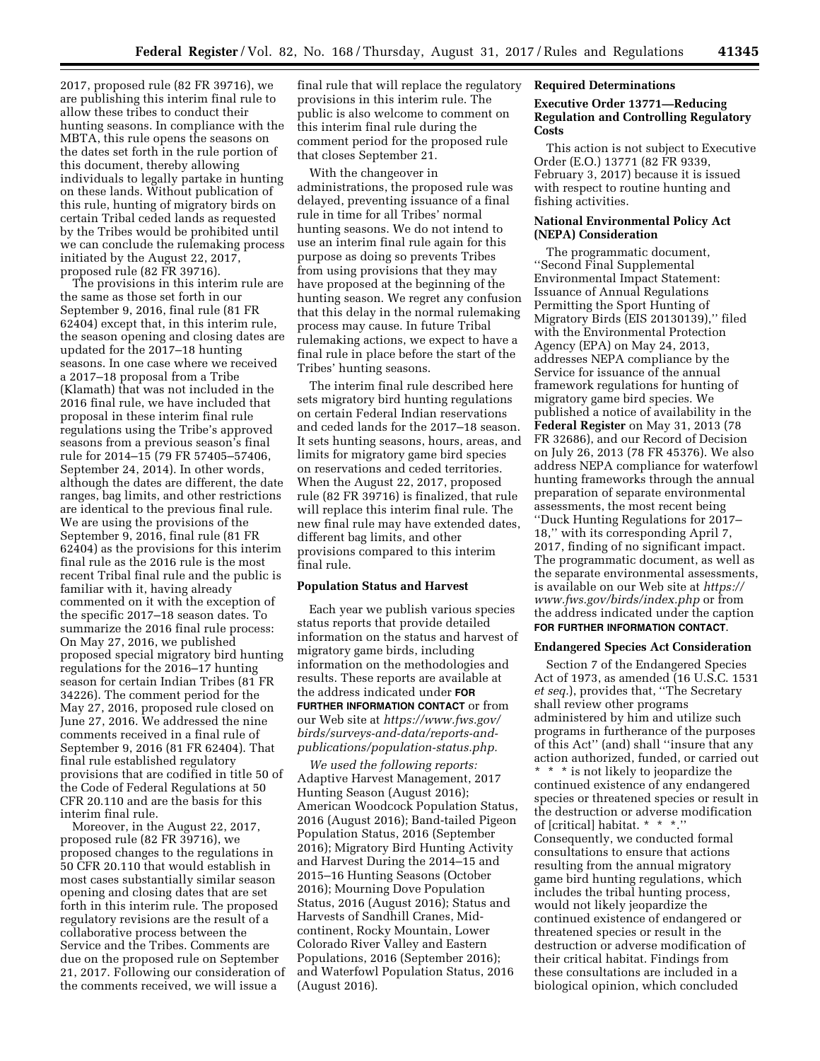2017, proposed rule (82 FR 39716), we are publishing this interim final rule to allow these tribes to conduct their hunting seasons. In compliance with the MBTA, this rule opens the seasons on the dates set forth in the rule portion of this document, thereby allowing individuals to legally partake in hunting on these lands. Without publication of this rule, hunting of migratory birds on certain Tribal ceded lands as requested by the Tribes would be prohibited until we can conclude the rulemaking process initiated by the August 22, 2017, proposed rule (82 FR 39716).

The provisions in this interim rule are the same as those set forth in our September 9, 2016, final rule (81 FR 62404) except that, in this interim rule, the season opening and closing dates are updated for the 2017–18 hunting seasons. In one case where we received a 2017–18 proposal from a Tribe (Klamath) that was not included in the 2016 final rule, we have included that proposal in these interim final rule regulations using the Tribe's approved seasons from a previous season's final rule for 2014–15 (79 FR 57405–57406, September 24, 2014). In other words, although the dates are different, the date ranges, bag limits, and other restrictions are identical to the previous final rule. We are using the provisions of the September 9, 2016, final rule (81 FR 62404) as the provisions for this interim final rule as the 2016 rule is the most recent Tribal final rule and the public is familiar with it, having already commented on it with the exception of the specific 2017–18 season dates. To summarize the 2016 final rule process: On May 27, 2016, we published proposed special migratory bird hunting regulations for the 2016–17 hunting season for certain Indian Tribes (81 FR 34226). The comment period for the May 27, 2016, proposed rule closed on June 27, 2016. We addressed the nine comments received in a final rule of September 9, 2016 (81 FR 62404). That final rule established regulatory provisions that are codified in title 50 of the Code of Federal Regulations at 50 CFR 20.110 and are the basis for this interim final rule.

Moreover, in the August 22, 2017, proposed rule (82 FR 39716), we proposed changes to the regulations in 50 CFR 20.110 that would establish in most cases substantially similar season opening and closing dates that are set forth in this interim rule. The proposed regulatory revisions are the result of a collaborative process between the Service and the Tribes. Comments are due on the proposed rule on September 21, 2017. Following our consideration of the comments received, we will issue a final rule that will replace the regulatory provisions in this interim rule. The public is also welcome to comment on this interim final rule during the comment period for the proposed rule that closes September 21.

With the changeover in administrations, the proposed rule was delayed, preventing issuance of a final rule in time for all Tribes' normal hunting seasons. We do not intend to use an interim final rule again for this purpose as doing so prevents Tribes from using provisions that they may have proposed at the beginning of the hunting season. We regret any confusion that this delay in the normal rulemaking process may cause. In future Tribal rulemaking actions, we expect to have a final rule in place before the start of the Tribes' hunting seasons.

The interim final rule described here sets migratory bird hunting regulations on certain Federal Indian reservations and ceded lands for the 2017–18 season. It sets hunting seasons, hours, areas, and limits for migratory game bird species on reservations and ceded territories. When the August 22, 2017, proposed rule (82 FR 39716) is finalized, that rule will replace this interim final rule. The new final rule may have extended dates, different bag limits, and other provisions compared to this interim final rule.

## Population Status and Harvest

Each year we publish various species status reports that provide detailed information on the status and harvest of migratory game birds, including information on the methodologies and results. These reports are available at the address indicated under **FOR FURTHER INFORMATION CONTACT** or from our Web site at *https://www.fws.gov/birds/surveys-and-data/reports-and-publications/population-status.php.*

*We used the following reports:* Adaptive Harvest Management, 2017 Hunting Season (August 2016); American Woodcock Population Status, 2016 (August 2016); Band-tailed Pigeon Population Status, 2016 (September 2016); Migratory Bird Hunting Activity and Harvest During the 2014–15 and 2015–16 Hunting Seasons (October 2016); Mourning Dove Population Status, 2016 (August 2016); Status and Harvests of Sandhill Cranes, Mid-continent, Rocky Mountain, Lower Colorado River Valley and Eastern Populations, 2016 (September 2016); and Waterfowl Population Status, 2016 (August 2016).

## Required Determinations

### Executive Order 13771—Reducing Regulation and Controlling Regulatory Costs

This action is not subject to Executive Order (E.O.) 13771 (82 FR 9339, February 3, 2017) because it is issued with respect to routine hunting and fishing activities.

### National Environmental Policy Act (NEPA) Consideration

The programmatic document, ''Second Final Supplemental Environmental Impact Statement: Issuance of Annual Regulations Permitting the Sport Hunting of Migratory Birds (EIS 20130139),'' filed with the Environmental Protection Agency (EPA) on May 24, 2013, addresses NEPA compliance by the Service for issuance of the annual framework regulations for hunting of migratory game bird species. We published a notice of availability in the **Federal Register** on May 31, 2013 (78 FR 32686), and our Record of Decision on July 26, 2013 (78 FR 45376). We also address NEPA compliance for waterfowl hunting frameworks through the annual preparation of separate environmental assessments, the most recent being ''Duck Hunting Regulations for 2017–18,'' with its corresponding April 7, 2017, finding of no significant impact. The programmatic document, as well as the separate environmental assessments, is available on our Web site at *https://www.fws.gov/birds/index.php* or from the address indicated under the caption **FOR FURTHER INFORMATION CONTACT**.

### Endangered Species Act Consideration

Section 7 of the Endangered Species Act of 1973, as amended (16 U.S.C. 1531 *et seq.*), provides that, ''The Secretary shall review other programs administered by him and utilize such programs in furtherance of the purposes of this Act'' (and) shall ''insure that any action authorized, funded, or carried out * * * is not likely to jeopardize the continued existence of any endangered species or threatened species or result in the destruction or adverse modification of [critical] habitat. * * *.'' Consequently, we conducted formal consultations to ensure that actions resulting from the annual migratory game bird hunting regulations, which includes the tribal hunting process, would not likely jeopardize the continued existence of endangered or threatened species or result in the destruction or adverse modification of their critical habitat. Findings from these consultations are included in a biological opinion, which concluded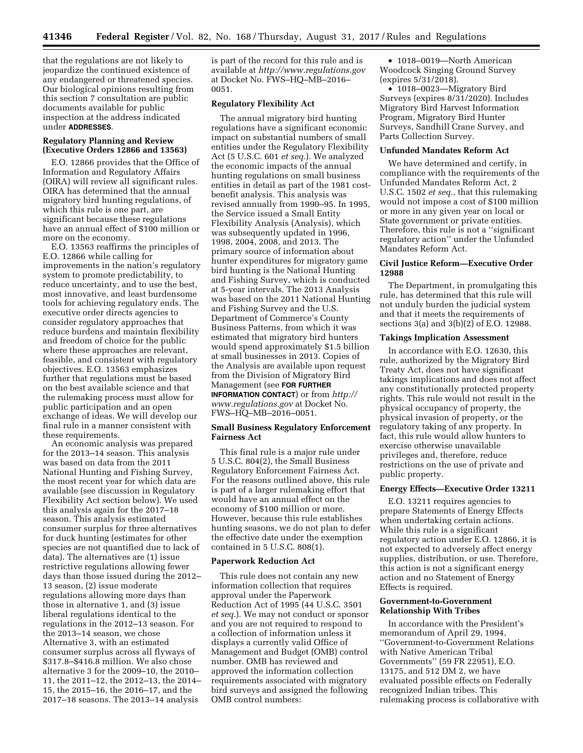that the regulations are not likely to jeopardize the continued existence of any endangered or threatened species. Our biological opinions resulting from this section 7 consultation are public documents available for public inspection at the address indicated under **ADDRESSES**.

### Regulatory Planning and Review (Executive Orders 12866 and 13563)

E.O. 12866 provides that the Office of Information and Regulatory Affairs (OIRA) will review all significant rules. OIRA has determined that the annual migratory bird hunting regulations, of which this rule is one part, are significant because these regulations have an annual effect of $100 million or more on the economy.

E.O. 13563 reaffirms the principles of E.O. 12866 while calling for improvements in the nation's regulatory system to promote predictability, to reduce uncertainty, and to use the best, most innovative, and least burdensome tools for achieving regulatory ends. The executive order directs agencies to consider regulatory approaches that reduce burdens and maintain flexibility and freedom of choice for the public where these approaches are relevant, feasible, and consistent with regulatory objectives. E.O. 13563 emphasizes further that regulations must be based on the best available science and that the rulemaking process must allow for public participation and an open exchange of ideas. We will develop our final rule in a manner consistent with these requirements.

An economic analysis was prepared for the 2013–14 season. This analysis was based on data from the 2011 National Hunting and Fishing Survey, the most recent year for which data are available (see discussion in Regulatory Flexibility Act section below). We used this analysis again for the 2017–18 season. This analysis estimated consumer surplus for three alternatives for duck hunting (estimates for other species are not quantified due to lack of data). The alternatives are (1) issue restrictive regulations allowing fewer days than those issued during the 2012–13 season, (2) issue moderate regulations allowing more days than those in alternative 1, and (3) issue liberal regulations identical to the regulations in the 2012–13 season. For the 2013–14 season, we chose Alternative 3, with an estimated consumer surplus across all flyways of $317.8–$416.8 million. We also chose alternative 3 for the 2009–10, the 2010–11, the 2011–12, the 2012–13, the 2014–15, the 2015–16, the 2016–17, and the 2017–18 seasons. The 2013–14 analysis is part of the record for this rule and is available at *http://www.regulations.gov* at Docket No. FWS–HQ–MB–2016–0051.

### Regulatory Flexibility Act

The annual migratory bird hunting regulations have a significant economic impact on substantial numbers of small entities under the Regulatory Flexibility Act (5 U.S.C. 601 *et seq.*). We analyzed the economic impacts of the annual hunting regulations on small business entities in detail as part of the 1981 cost-benefit analysis. This analysis was revised annually from 1990–95. In 1995, the Service issued a Small Entity Flexibility Analysis (Analysis), which was subsequently updated in 1996, 1998, 2004, 2008, and 2013. The primary source of information about hunter expenditures for migratory game bird hunting is the National Hunting and Fishing Survey, which is conducted at 5-year intervals. The 2013 Analysis was based on the 2011 National Hunting and Fishing Survey and the U.S. Department of Commerce's County Business Patterns, from which it was estimated that migratory bird hunters would spend approximately $1.5 billion at small businesses in 2013. Copies of the Analysis are available upon request from the Division of Migratory Bird Management (see **FOR FURTHER INFORMATION CONTACT**) or from *http://www.regulations.gov* at Docket No. FWS–HQ–MB–2016–0051.

### Small Business Regulatory Enforcement Fairness Act

This final rule is a major rule under 5 U.S.C. 804(2), the Small Business Regulatory Enforcement Fairness Act. For the reasons outlined above, this rule is part of a larger rulemaking effort that would have an annual effect on the economy of $100 million or more. However, because this rule establishes hunting seasons, we do not plan to defer the effective date under the exemption contained in 5 U.S.C. 808(1).

### Paperwork Reduction Act

This rule does not contain any new information collection that requires approval under the Paperwork Reduction Act of 1995 (44 U.S.C. 3501 *et seq.*). We may not conduct or sponsor and you are not required to respond to a collection of information unless it displays a currently valid Office of Management and Budget (OMB) control number. OMB has reviewed and approved the information collection requirements associated with migratory bird surveys and assigned the following OMB control numbers:

- 1018–0019—North American Woodcock Singing Ground Survey (expires 5/31/2018).
- 1018–0023—Migratory Bird Surveys (expires 8/31/2020). Includes Migratory Bird Harvest Information Program, Migratory Bird Hunter Surveys, Sandhill Crane Survey, and Parts Collection Survey.

### Unfunded Mandates Reform Act

We have determined and certify, in compliance with the requirements of the Unfunded Mandates Reform Act, 2 U.S.C. 1502 *et seq.,* that this rulemaking would not impose a cost of $100 million or more in any given year on local or State government or private entities. Therefore, this rule is not a ''significant regulatory action'' under the Unfunded Mandates Reform Act.

### Civil Justice Reform—Executive Order 12988

The Department, in promulgating this rule, has determined that this rule will not unduly burden the judicial system and that it meets the requirements of sections 3(a) and 3(b)(2) of E.O. 12988.

### Takings Implication Assessment

In accordance with E.O. 12630, this rule, authorized by the Migratory Bird Treaty Act, does not have significant takings implications and does not affect any constitutionally protected property rights. This rule would not result in the physical occupancy of property, the physical invasion of property, or the regulatory taking of any property. In fact, this rule would allow hunters to exercise otherwise unavailable privileges and, therefore, reduce restrictions on the use of private and public property.

### Energy Effects—Executive Order 13211

E.O. 13211 requires agencies to prepare Statements of Energy Effects when undertaking certain actions. While this rule is a significant regulatory action under E.O. 12866, it is not expected to adversely affect energy supplies, distribution, or use. Therefore, this action is not a significant energy action and no Statement of Energy Effects is required.

### Government-to-Government Relationship With Tribes

In accordance with the President's memorandum of April 29, 1994, ''Government-to-Government Relations with Native American Tribal Governments'' (59 FR 22951), E.O. 13175, and 512 DM 2, we have evaluated possible effects on Federally recognized Indian tribes. This rulemaking process is collaborative with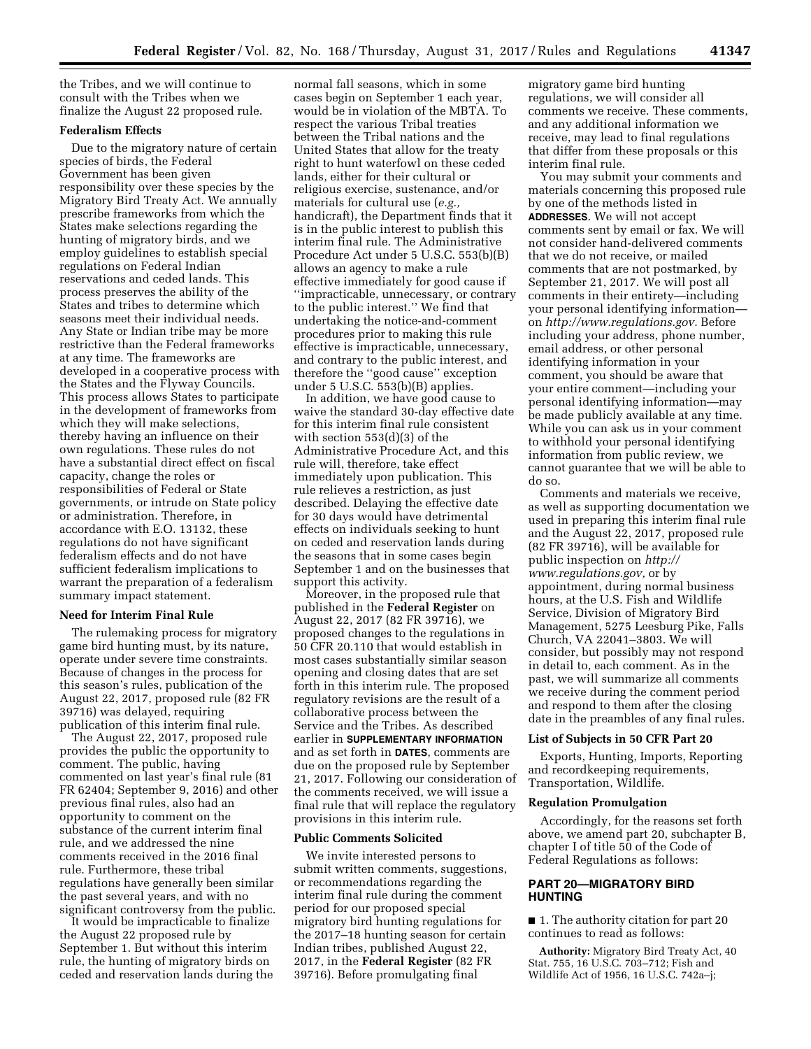the Tribes, and we will continue to consult with the Tribes when we finalize the August 22 proposed rule.

### Federalism Effects

Due to the migratory nature of certain species of birds, the Federal Government has been given responsibility over these species by the Migratory Bird Treaty Act. We annually prescribe frameworks from which the States make selections regarding the hunting of migratory birds, and we employ guidelines to establish special regulations on Federal Indian reservations and ceded lands. This process preserves the ability of the States and tribes to determine which seasons meet their individual needs. Any State or Indian tribe may be more restrictive than the Federal frameworks at any time. The frameworks are developed in a cooperative process with the States and the Flyway Councils. This process allows States to participate in the development of frameworks from which they will make selections, thereby having an influence on their own regulations. These rules do not have a substantial direct effect on fiscal capacity, change the roles or responsibilities of Federal or State governments, or intrude on State policy or administration. Therefore, in accordance with E.O. 13132, these regulations do not have significant federalism effects and do not have sufficient federalism implications to warrant the preparation of a federalism summary impact statement.

### Need for Interim Final Rule

The rulemaking process for migratory game bird hunting must, by its nature, operate under severe time constraints. Because of changes in the process for this season's rules, publication of the August 22, 2017, proposed rule (82 FR 39716) was delayed, requiring publication of this interim final rule.

The August 22, 2017, proposed rule provides the public the opportunity to comment. The public, having commented on last year's final rule (81 FR 62404; September 9, 2016) and other previous final rules, also had an opportunity to comment on the substance of the current interim final rule, and we addressed the nine comments received in the 2016 final rule. Furthermore, these tribal regulations have generally been similar the past several years, and with no significant controversy from the public.

It would be impracticable to finalize the August 22 proposed rule by September 1. But without this interim rule, the hunting of migratory birds on ceded and reservation lands during the normal fall seasons, which in some cases begin on September 1 each year, would be in violation of the MBTA. To respect the various Tribal treaties between the Tribal nations and the United States that allow for the treaty right to hunt waterfowl on these ceded lands, either for their cultural or religious exercise, sustenance, and/or materials for cultural use (*e.g.,* handicraft), the Department finds that it is in the public interest to publish this interim final rule. The Administrative Procedure Act under 5 U.S.C. 553(b)(B) allows an agency to make a rule effective immediately for good cause if ''impracticable, unnecessary, or contrary to the public interest.'' We find that undertaking the notice-and-comment procedures prior to making this rule effective is impracticable, unnecessary, and contrary to the public interest, and therefore the ''good cause'' exception under 5 U.S.C. 553(b)(B) applies.

In addition, we have good cause to waive the standard 30-day effective date for this interim final rule consistent with section 553(d)(3) of the Administrative Procedure Act, and this rule will, therefore, take effect immediately upon publication. This rule relieves a restriction, as just described. Delaying the effective date for 30 days would have detrimental effects on individuals seeking to hunt on ceded and reservation lands during the seasons that in some cases begin September 1 and on the businesses that support this activity.

Moreover, in the proposed rule that published in the **Federal Register** on August 22, 2017 (82 FR 39716), we proposed changes to the regulations in 50 CFR 20.110 that would establish in most cases substantially similar season opening and closing dates that are set forth in this interim rule. The proposed regulatory revisions are the result of a collaborative process between the Service and the Tribes. As described earlier in **SUPPLEMENTARY INFORMATION** and as set forth in **DATES**, comments are due on the proposed rule by September 21, 2017. Following our consideration of the comments received, we will issue a final rule that will replace the regulatory provisions in this interim rule.

### Public Comments Solicited

We invite interested persons to submit written comments, suggestions, or recommendations regarding the interim final rule during the comment period for our proposed special migratory bird hunting regulations for the 2017–18 hunting season for certain Indian tribes, published August 22, 2017, in the **Federal Register** (82 FR 39716). Before promulgating final migratory game bird hunting regulations, we will consider all comments we receive. These comments, and any additional information we receive, may lead to final regulations that differ from these proposals or this interim final rule.

You may submit your comments and materials concerning this proposed rule by one of the methods listed in **ADDRESSES**. We will not accept comments sent by email or fax. We will not consider hand-delivered comments that we do not receive, or mailed comments that are not postmarked, by September 21, 2017. We will post all comments in their entirety—including your personal identifying information—on *http://www.regulations.gov.* Before including your address, phone number, email address, or other personal identifying information in your comment, you should be aware that your entire comment—including your personal identifying information—may be made publicly available at any time. While you can ask us in your comment to withhold your personal identifying information from public review, we cannot guarantee that we will be able to do so.

Comments and materials we receive, as well as supporting documentation we used in preparing this interim final rule and the August 22, 2017, proposed rule (82 FR 39716), will be available for public inspection on *http://www.regulations.gov,* or by appointment, during normal business hours, at the U.S. Fish and Wildlife Service, Division of Migratory Bird Management, 5275 Leesburg Pike, Falls Church, VA 22041–3803. We will consider, but possibly may not respond in detail to, each comment. As in the past, we will summarize all comments we receive during the comment period and respond to them after the closing date in the preambles of any final rules.

### List of Subjects in 50 CFR Part 20

Exports, Hunting, Imports, Reporting and recordkeeping requirements, Transportation, Wildlife.

### Regulation Promulgation

Accordingly, for the reasons set forth above, we amend part 20, subchapter B, chapter I of title 50 of the Code of Federal Regulations as follows:

## PART 20—MIGRATORY BIRD HUNTING

■ 1. The authority citation for part 20 continues to read as follows:

**Authority:** Migratory Bird Treaty Act, 40 Stat. 755, 16 U.S.C. 703–712; Fish and Wildlife Act of 1956, 16 U.S.C. 742a–j;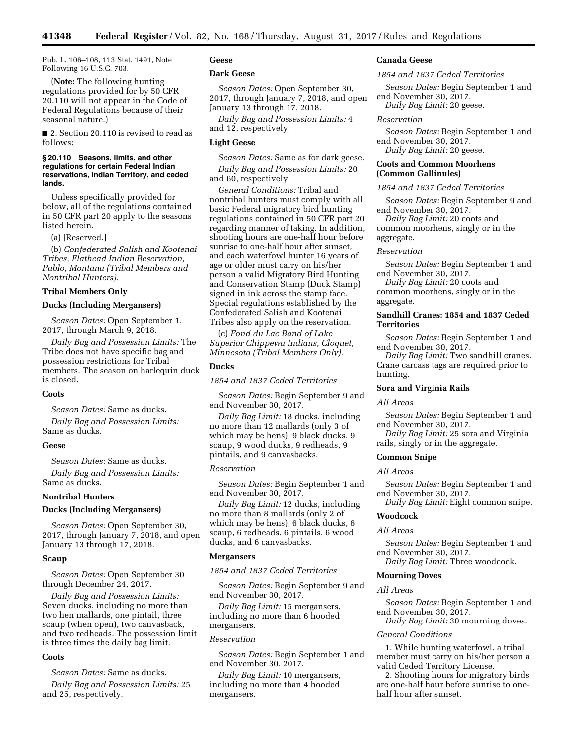Pub. L. 106–108, 113 Stat. 1491, Note Following 16 U.S.C. 703.

(**Note:** The following hunting regulations provided for by 50 CFR 20.110 will not appear in the Code of Federal Regulations because of their seasonal nature.)

■ 2. Section 20.110 is revised to read as follows:

#### § 20.110 Seasons, limits, and other regulations for certain Federal Indian reservations, Indian Territory, and ceded lands.

Unless specifically provided for below, all of the regulations contained in 50 CFR part 20 apply to the seasons listed herein.

(a) [Reserved.]

(b) *Confederated Salish and Kootenai Tribes, Flathead Indian Reservation, Pablo, Montana (Tribal Members and Nontribal Hunters).*

**Tribal Members Only**

**Ducks (Including Mergansers)**

*Season Dates:* Open September 1, 2017, through March 9, 2018.

*Daily Bag and Possession Limits:* The Tribe does not have specific bag and possession restrictions for Tribal members. The season on harlequin duck is closed.

**Coots**

*Season Dates:* Same as ducks.

*Daily Bag and Possession Limits:* Same as ducks.

**Geese**

*Season Dates:* Same as ducks.

*Daily Bag and Possession Limits:* Same as ducks.

**Nontribal Hunters**

**Ducks (Including Mergansers)**

*Season Dates:* Open September 30, 2017, through January 7, 2018, and open January 13 through 17, 2018.

**Scaup**

*Season Dates:* Open September 30 through December 24, 2017.

*Daily Bag and Possession Limits:* Seven ducks, including no more than two hen mallards, one pintail, three scaup (when open), two canvasback, and two redheads. The possession limit is three times the daily bag limit.

**Coots**

*Season Dates:* Same as ducks.

*Daily Bag and Possession Limits:* 25 and 25, respectively.

**Geese**

**Dark Geese**

*Season Dates:* Open September 30, 2017, through January 7, 2018, and open January 13 through 17, 2018.

*Daily Bag and Possession Limits:* 4 and 12, respectively.

**Light Geese**

*Season Dates:* Same as for dark geese.

*Daily Bag and Possession Limits:* 20 and 60, respectively.

*General Conditions:* Tribal and nontribal hunters must comply with all basic Federal migratory bird hunting regulations contained in 50 CFR part 20 regarding manner of taking. In addition, shooting hours are one-half hour before sunrise to one-half hour after sunset, and each waterfowl hunter 16 years of age or older must carry on his/her person a valid Migratory Bird Hunting and Conservation Stamp (Duck Stamp) signed in ink across the stamp face. Special regulations established by the Confederated Salish and Kootenai Tribes also apply on the reservation.

(c) *Fond du Lac Band of Lake Superior Chippewa Indians, Cloquet, Minnesota (Tribal Members Only).*

**Ducks**

*1854 and 1837 Ceded Territories*

*Season Dates:* Begin September 9 and end November 30, 2017.

*Daily Bag Limit:* 18 ducks, including no more than 12 mallards (only 3 of which may be hens), 9 black ducks, 9 scaup, 9 wood ducks, 9 redheads, 9 pintails, and 9 canvasbacks.

*Reservation*

*Season Dates:* Begin September 1 and end November 30, 2017.

*Daily Bag Limit:* 12 ducks, including no more than 8 mallards (only 2 of which may be hens), 6 black ducks, 6 scaup, 6 redheads, 6 pintails, 6 wood ducks, and 6 canvasbacks.

**Mergansers**

*1854 and 1837 Ceded Territories*

*Season Dates:* Begin September 9 and end November 30, 2017.

*Daily Bag Limit:* 15 mergansers, including no more than 6 hooded mergansers.

*Reservation*

*Season Dates:* Begin September 1 and end November 30, 2017.

*Daily Bag Limit:* 10 mergansers, including no more than 4 hooded mergansers.

**Canada Geese**

*1854 and 1837 Ceded Territories*

*Season Dates:* Begin September 1 and end November 30, 2017.

*Daily Bag Limit:* 20 geese.

*Reservation*

*Season Dates:* Begin September 1 and end November 30, 2017.

*Daily Bag Limit:* 20 geese.

**Coots and Common Moorhens (Common Gallinules)**

*1854 and 1837 Ceded Territories*

*Season Dates:* Begin September 9 and end November 30, 2017.

*Daily Bag Limit:* 20 coots and common moorhens, singly or in the aggregate.

*Reservation*

*Season Dates:* Begin September 1 and end November 30, 2017.

*Daily Bag Limit:* 20 coots and common moorhens, singly or in the aggregate.

**Sandhill Cranes: 1854 and 1837 Ceded Territories**

*Season Dates:* Begin September 1 and end November 30, 2017.

*Daily Bag Limit:* Two sandhill cranes. Crane carcass tags are required prior to hunting.

**Sora and Virginia Rails**

*All Areas*

*Season Dates:* Begin September 1 and end November 30, 2017.

*Daily Bag Limit:* 25 sora and Virginia rails, singly or in the aggregate.

**Common Snipe**

*All Areas*

*Season Dates:* Begin September 1 and end November 30, 2017.

*Daily Bag Limit:* Eight common snipe.

**Woodcock**

*All Areas*

*Season Dates:* Begin September 1 and end November 30, 2017.

*Daily Bag Limit:* Three woodcock.

**Mourning Doves**

*All Areas*

*Season Dates:* Begin September 1 and end November 30, 2017.

*Daily Bag Limit:* 30 mourning doves.

*General Conditions*

1. While hunting waterfowl, a tribal member must carry on his/her person a valid Ceded Territory License.

2. Shooting hours for migratory birds are one-half hour before sunrise to one-half hour after sunset.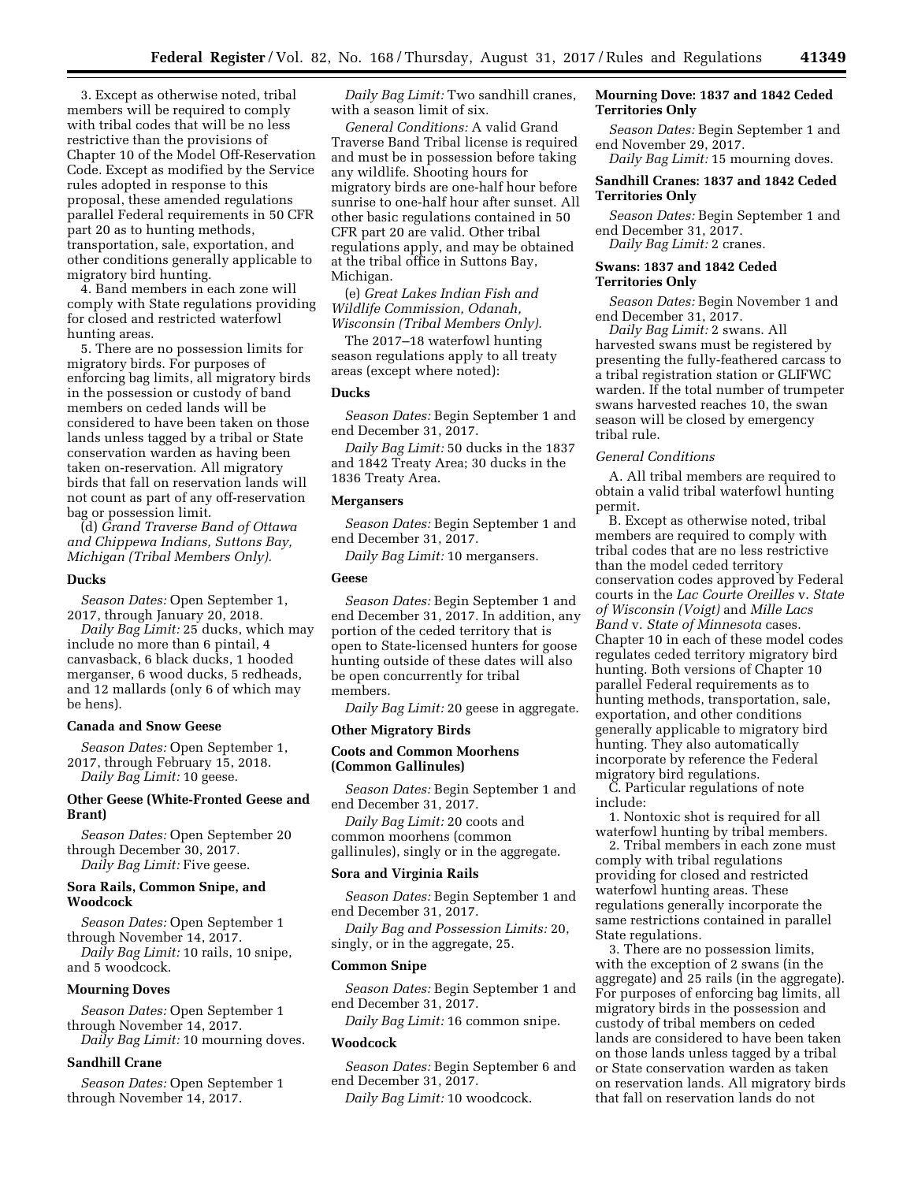3. Except as otherwise noted, tribal members will be required to comply with tribal codes that will be no less restrictive than the provisions of Chapter 10 of the Model Off-Reservation Code. Except as modified by the Service rules adopted in response to this proposal, these amended regulations parallel Federal requirements in 50 CFR part 20 as to hunting methods, transportation, sale, exportation, and other conditions generally applicable to migratory bird hunting.

4. Band members in each zone will comply with State regulations providing for closed and restricted waterfowl hunting areas.

5. There are no possession limits for migratory birds. For purposes of enforcing bag limits, all migratory birds in the possession or custody of band members on ceded lands will be considered to have been taken on those lands unless tagged by a tribal or State conservation warden as having been taken on-reservation. All migratory birds that fall on reservation lands will not count as part of any off-reservation bag or possession limit.

(d) *Grand Traverse Band of Ottawa and Chippewa Indians, Suttons Bay, Michigan (Tribal Members Only).*

**Ducks**

*Season Dates:* Open September 1, 2017, through January 20, 2018.

*Daily Bag Limit:* 25 ducks, which may include no more than 6 pintail, 4 canvasback, 6 black ducks, 1 hooded merganser, 6 wood ducks, 5 redheads, and 12 mallards (only 6 of which may be hens).

**Canada and Snow Geese**

*Season Dates:* Open September 1, 2017, through February 15, 2018.

*Daily Bag Limit:* 10 geese.

**Other Geese (White-Fronted Geese and Brant)**

*Season Dates:* Open September 20 through December 30, 2017.

*Daily Bag Limit:* Five geese.

**Sora Rails, Common Snipe, and Woodcock**

*Season Dates:* Open September 1 through November 14, 2017.

*Daily Bag Limit:* 10 rails, 10 snipe, and 5 woodcock.

**Mourning Doves**

*Season Dates:* Open September 1 through November 14, 2017.

*Daily Bag Limit:* 10 mourning doves.

**Sandhill Crane**

*Season Dates:* Open September 1 through November 14, 2017.

*Daily Bag Limit:* Two sandhill cranes, with a season limit of six.

*General Conditions:* A valid Grand Traverse Band Tribal license is required and must be in possession before taking any wildlife. Shooting hours for migratory birds are one-half hour before sunrise to one-half hour after sunset. All other basic regulations contained in 50 CFR part 20 are valid. Other tribal regulations apply, and may be obtained at the tribal office in Suttons Bay, Michigan.

(e) *Great Lakes Indian Fish and Wildlife Commission, Odanah, Wisconsin (Tribal Members Only).*

The 2017–18 waterfowl hunting season regulations apply to all treaty areas (except where noted):

**Ducks**

*Season Dates:* Begin September 1 and end December 31, 2017.

*Daily Bag Limit:* 50 ducks in the 1837 and 1842 Treaty Area; 30 ducks in the 1836 Treaty Area.

**Mergansers**

*Season Dates:* Begin September 1 and end December 31, 2017.

*Daily Bag Limit:* 10 mergansers.

**Geese**

*Season Dates:* Begin September 1 and end December 31, 2017. In addition, any portion of the ceded territory that is open to State-licensed hunters for goose hunting outside of these dates will also be open concurrently for tribal members.

*Daily Bag Limit:* 20 geese in aggregate.

**Other Migratory Birds**

**Coots and Common Moorhens (Common Gallinules)**

*Season Dates:* Begin September 1 and end December 31, 2017.

*Daily Bag Limit:* 20 coots and common moorhens (common gallinules), singly or in the aggregate.

**Sora and Virginia Rails**

*Season Dates:* Begin September 1 and end December 31, 2017.

*Daily Bag and Possession Limits:* 20, singly, or in the aggregate, 25.

**Common Snipe**

*Season Dates:* Begin September 1 and end December 31, 2017.

*Daily Bag Limit:* 16 common snipe.

**Woodcock**

*Season Dates:* Begin September 6 and end December 31, 2017.

*Daily Bag Limit:* 10 woodcock.

**Mourning Dove: 1837 and 1842 Ceded Territories Only**

*Season Dates:* Begin September 1 and end November 29, 2017.

*Daily Bag Limit:* 15 mourning doves.

**Sandhill Cranes: 1837 and 1842 Ceded Territories Only**

*Season Dates:* Begin September 1 and end December 31, 2017.

*Daily Bag Limit:* 2 cranes.

**Swans: 1837 and 1842 Ceded Territories Only**

*Season Dates:* Begin November 1 and end December 31, 2017.

*Daily Bag Limit:* 2 swans. All harvested swans must be registered by presenting the fully-feathered carcass to a tribal registration station or GLIFWC warden. If the total number of trumpeter swans harvested reaches 10, the swan season will be closed by emergency tribal rule.

*General Conditions*

A. All tribal members are required to obtain a valid tribal waterfowl hunting permit.

B. Except as otherwise noted, tribal members are required to comply with tribal codes that are no less restrictive than the model ceded territory conservation codes approved by Federal courts in the *Lac Courte Oreilles* v. *State of Wisconsin (Voigt)* and *Mille Lacs Band* v. *State of Minnesota* cases. Chapter 10 in each of these model codes regulates ceded territory migratory bird hunting. Both versions of Chapter 10 parallel Federal requirements as to hunting methods, transportation, sale, exportation, and other conditions generally applicable to migratory bird hunting. They also automatically incorporate by reference the Federal migratory bird regulations.

C. Particular regulations of note include:

1. Nontoxic shot is required for all waterfowl hunting by tribal members.

2. Tribal members in each zone must comply with tribal regulations providing for closed and restricted waterfowl hunting areas. These regulations generally incorporate the same restrictions contained in parallel State regulations.

3. There are no possession limits, with the exception of 2 swans (in the aggregate) and 25 rails (in the aggregate). For purposes of enforcing bag limits, all migratory birds in the possession and custody of tribal members on ceded lands are considered to have been taken on those lands unless tagged by a tribal or State conservation warden as taken on reservation lands. All migratory birds that fall on reservation lands do not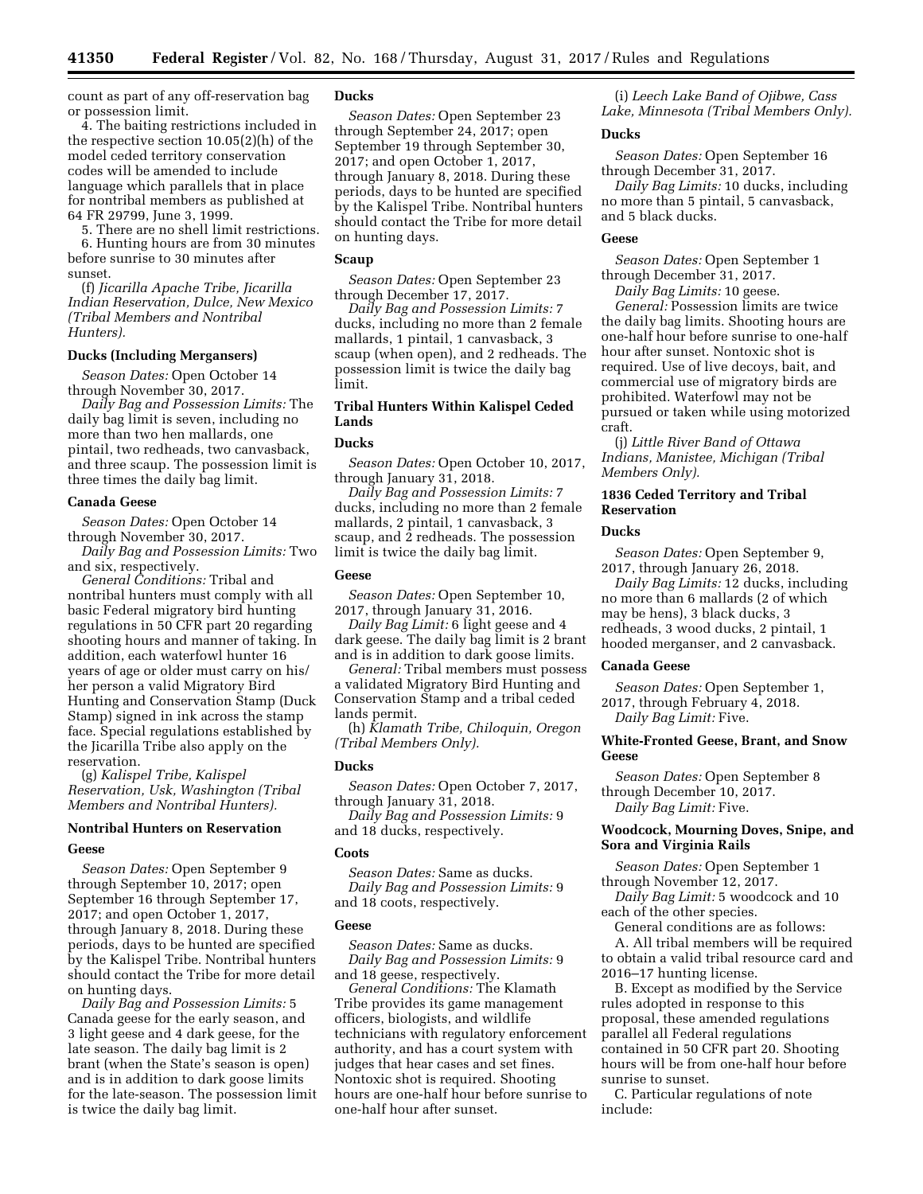count as part of any off-reservation bag or possession limit.

4. The baiting restrictions included in the respective section 10.05(2)(h) of the model ceded territory conservation codes will be amended to include language which parallels that in place for nontribal members as published at 64 FR 29799, June 3, 1999.

5. There are no shell limit restrictions.

6. Hunting hours are from 30 minutes before sunrise to 30 minutes after sunset.

(f) *Jicarilla Apache Tribe, Jicarilla Indian Reservation, Dulce, New Mexico (Tribal Members and Nontribal Hunters).*

#### Ducks (Including Mergansers)

*Season Dates:* Open October 14 through November 30, 2017.

*Daily Bag and Possession Limits:* The daily bag limit is seven, including no more than two hen mallards, one pintail, two redheads, two canvasback, and three scaup. The possession limit is three times the daily bag limit.

#### Canada Geese

*Season Dates:* Open October 14 through November 30, 2017.

*Daily Bag and Possession Limits:* Two and six, respectively.

*General Conditions:* Tribal and nontribal hunters must comply with all basic Federal migratory bird hunting regulations in 50 CFR part 20 regarding shooting hours and manner of taking. In addition, each waterfowl hunter 16 years of age or older must carry on his/her person a valid Migratory Bird Hunting and Conservation Stamp (Duck Stamp) signed in ink across the stamp face. Special regulations established by the Jicarilla Tribe also apply on the reservation.

(g) *Kalispel Tribe, Kalispel Reservation, Usk, Washington (Tribal Members and Nontribal Hunters).*

#### Nontribal Hunters on Reservation

#### Geese

*Season Dates:* Open September 9 through September 10, 2017; open September 16 through September 17, 2017; and open October 1, 2017, through January 8, 2018. During these periods, days to be hunted are specified by the Kalispel Tribe. Nontribal hunters should contact the Tribe for more detail on hunting days.

*Daily Bag and Possession Limits:* 5 Canada geese for the early season, and 3 light geese and 4 dark geese, for the late season. The daily bag limit is 2 brant (when the State's season is open) and is in addition to dark goose limits for the late-season. The possession limit is twice the daily bag limit.

#### Ducks

*Season Dates:* Open September 23 through September 24, 2017; open September 19 through September 30, 2017; and open October 1, 2017, through January 8, 2018. During these periods, days to be hunted are specified by the Kalispel Tribe. Nontribal hunters should contact the Tribe for more detail on hunting days.

#### Scaup

*Season Dates:* Open September 23 through December 17, 2017.

*Daily Bag and Possession Limits:* 7 ducks, including no more than 2 female mallards, 1 pintail, 1 canvasback, 3 scaup (when open), and 2 redheads. The possession limit is twice the daily bag limit.

#### Tribal Hunters Within Kalispel Ceded Lands

#### Ducks

*Season Dates:* Open October 10, 2017, through January 31, 2018.

*Daily Bag and Possession Limits:* 7 ducks, including no more than 2 female mallards, 2 pintail, 1 canvasback, 3 scaup, and 2 redheads. The possession limit is twice the daily bag limit.

#### Geese

*Season Dates:* Open September 10, 2017, through January 31, 2016.

*Daily Bag Limit:* 6 light geese and 4 dark geese. The daily bag limit is 2 brant and is in addition to dark goose limits.

*General:* Tribal members must possess a validated Migratory Bird Hunting and Conservation Stamp and a tribal ceded lands permit.

(h) *Klamath Tribe, Chiloquin, Oregon (Tribal Members Only).*

#### Ducks

*Season Dates:* Open October 7, 2017, through January 31, 2018.

*Daily Bag and Possession Limits:* 9 and 18 ducks, respectively.

#### Coots

*Season Dates:* Same as ducks.

*Daily Bag and Possession Limits:* 9 and 18 coots, respectively.

#### Geese

*Season Dates:* Same as ducks.

*Daily Bag and Possession Limits:* 9 and 18 geese, respectively.

*General Conditions:* The Klamath Tribe provides its game management officers, biologists, and wildlife technicians with regulatory enforcement authority, and has a court system with judges that hear cases and set fines. Nontoxic shot is required. Shooting hours are one-half hour before sunrise to one-half hour after sunset.

(i) *Leech Lake Band of Ojibwe, Cass Lake, Minnesota (Tribal Members Only).*

#### Ducks

*Season Dates:* Open September 16 through December 31, 2017.

*Daily Bag Limits:* 10 ducks, including no more than 5 pintail, 5 canvasback, and 5 black ducks.

#### Geese

*Season Dates:* Open September 1 through December 31, 2017.

*Daily Bag Limits:* 10 geese.

*General:* Possession limits are twice the daily bag limits. Shooting hours are one-half hour before sunrise to one-half hour after sunset. Nontoxic shot is required. Use of live decoys, bait, and commercial use of migratory birds are prohibited. Waterfowl may not be pursued or taken while using motorized craft.

(j) *Little River Band of Ottawa Indians, Manistee, Michigan (Tribal Members Only).*

#### 1836 Ceded Territory and Tribal Reservation

#### Ducks

*Season Dates:* Open September 9, 2017, through January 26, 2018.

*Daily Bag Limits:* 12 ducks, including no more than 6 mallards (2 of which may be hens), 3 black ducks, 3 redheads, 3 wood ducks, 2 pintail, 1 hooded merganser, and 2 canvasback.

#### Canada Geese

*Season Dates:* Open September 1, 2017, through February 4, 2018.

*Daily Bag Limit:* Five.

#### White-Fronted Geese, Brant, and Snow Geese

*Season Dates:* Open September 8 through December 10, 2017.

*Daily Bag Limit:* Five.

#### Woodcock, Mourning Doves, Snipe, and Sora and Virginia Rails

*Season Dates:* Open September 1 through November 12, 2017.

*Daily Bag Limit:* 5 woodcock and 10 each of the other species.

General conditions are as follows:

A. All tribal members will be required to obtain a valid tribal resource card and 2016–17 hunting license.

B. Except as modified by the Service rules adopted in response to this proposal, these amended regulations parallel all Federal regulations contained in 50 CFR part 20. Shooting hours will be from one-half hour before sunrise to sunset.

C. Particular regulations of note include: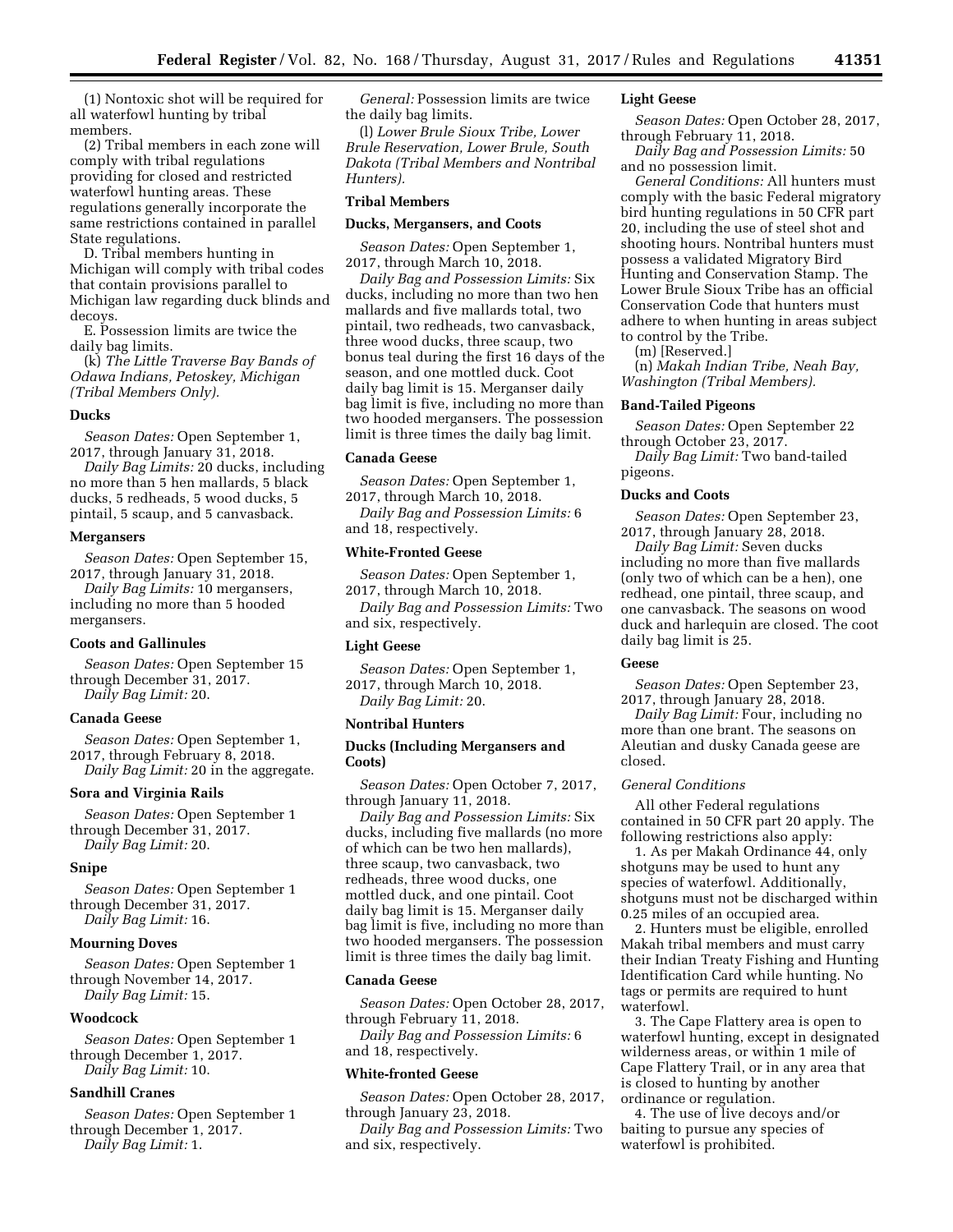(1) Nontoxic shot will be required for all waterfowl hunting by tribal members.

(2) Tribal members in each zone will comply with tribal regulations providing for closed and restricted waterfowl hunting areas. These regulations generally incorporate the same restrictions contained in parallel State regulations.

D. Tribal members hunting in Michigan will comply with tribal codes that contain provisions parallel to Michigan law regarding duck blinds and decoys.

E. Possession limits are twice the daily bag limits.

(k) *The Little Traverse Bay Bands of Odawa Indians, Petoskey, Michigan (Tribal Members Only).*

**Ducks**

*Season Dates:* Open September 1, 2017, through January 31, 2018.

*Daily Bag Limits:* 20 ducks, including no more than 5 hen mallards, 5 black ducks, 5 redheads, 5 wood ducks, 5 pintail, 5 scaup, and 5 canvasback.

**Mergansers**

*Season Dates:* Open September 15, 2017, through January 31, 2018.

*Daily Bag Limits:* 10 mergansers, including no more than 5 hooded mergansers.

**Coots and Gallinules**

*Season Dates:* Open September 15 through December 31, 2017.

*Daily Bag Limit:* 20.

**Canada Geese**

*Season Dates:* Open September 1, 2017, through February 8, 2018.

*Daily Bag Limit:* 20 in the aggregate.

**Sora and Virginia Rails**

*Season Dates:* Open September 1 through December 31, 2017.

*Daily Bag Limit:* 20.

**Snipe**

*Season Dates:* Open September 1 through December 31, 2017.

*Daily Bag Limit:* 16.

**Mourning Doves**

*Season Dates:* Open September 1 through November 14, 2017.

*Daily Bag Limit:* 15.

**Woodcock**

*Season Dates:* Open September 1 through December 1, 2017.

*Daily Bag Limit:* 10.

**Sandhill Cranes**

*Season Dates:* Open September 1 through December 1, 2017.

*Daily Bag Limit:* 1.

*General:* Possession limits are twice the daily bag limits.

(l) *Lower Brule Sioux Tribe, Lower Brule Reservation, Lower Brule, South Dakota (Tribal Members and Nontribal Hunters).*

**Tribal Members**

**Ducks, Mergansers, and Coots**

*Season Dates:* Open September 1, 2017, through March 10, 2018.

*Daily Bag and Possession Limits:* Six ducks, including no more than two hen mallards and five mallards total, two pintail, two redheads, two canvasback, three wood ducks, three scaup, two bonus teal during the first 16 days of the season, and one mottled duck. Coot daily bag limit is 15. Merganser daily bag limit is five, including no more than two hooded mergansers. The possession limit is three times the daily bag limit.

**Canada Geese**

*Season Dates:* Open September 1, 2017, through March 10, 2018.

*Daily Bag and Possession Limits:* 6 and 18, respectively.

**White-Fronted Geese**

*Season Dates:* Open September 1, 2017, through March 10, 2018.

*Daily Bag and Possession Limits:* Two and six, respectively.

**Light Geese**

*Season Dates:* Open September 1, 2017, through March 10, 2018.

*Daily Bag Limit:* 20.

**Nontribal Hunters**

**Ducks (Including Mergansers and Coots)**

*Season Dates:* Open October 7, 2017, through January 11, 2018.

*Daily Bag and Possession Limits:* Six ducks, including five mallards (no more of which can be two hen mallards), three scaup, two canvasback, two redheads, three wood ducks, one mottled duck, and one pintail. Coot daily bag limit is 15. Merganser daily bag limit is five, including no more than two hooded mergansers. The possession limit is three times the daily bag limit.

**Canada Geese**

*Season Dates:* Open October 28, 2017, through February 11, 2018.

*Daily Bag and Possession Limits:* 6 and 18, respectively.

**White-fronted Geese**

*Season Dates:* Open October 28, 2017, through January 23, 2018.

*Daily Bag and Possession Limits:* Two and six, respectively.

**Light Geese**

*Season Dates:* Open October 28, 2017, through February 11, 2018.

*Daily Bag and Possession Limits:* 50 and no possession limit.

*General Conditions:* All hunters must comply with the basic Federal migratory bird hunting regulations in 50 CFR part 20, including the use of steel shot and shooting hours. Nontribal hunters must possess a validated Migratory Bird Hunting and Conservation Stamp. The Lower Brule Sioux Tribe has an official Conservation Code that hunters must adhere to when hunting in areas subject to control by the Tribe.

(m) [Reserved.]

(n) *Makah Indian Tribe, Neah Bay, Washington (Tribal Members).*

**Band-Tailed Pigeons**

*Season Dates:* Open September 22 through October 23, 2017.

*Daily Bag Limit:* Two band-tailed pigeons.

**Ducks and Coots**

*Season Dates:* Open September 23, 2017, through January 28, 2018.

*Daily Bag Limit:* Seven ducks including no more than five mallards (only two of which can be a hen), one redhead, one pintail, three scaup, and one canvasback. The seasons on wood duck and harlequin are closed. The coot daily bag limit is 25.

**Geese**

*Season Dates:* Open September 23, 2017, through January 28, 2018.

*Daily Bag Limit:* Four, including no more than one brant. The seasons on Aleutian and dusky Canada geese are closed.

*General Conditions*

All other Federal regulations contained in 50 CFR part 20 apply. The following restrictions also apply:

1. As per Makah Ordinance 44, only shotguns may be used to hunt any species of waterfowl. Additionally, shotguns must not be discharged within 0.25 miles of an occupied area.

2. Hunters must be eligible, enrolled Makah tribal members and must carry their Indian Treaty Fishing and Hunting Identification Card while hunting. No tags or permits are required to hunt waterfowl.

3. The Cape Flattery area is open to waterfowl hunting, except in designated wilderness areas, or within 1 mile of Cape Flattery Trail, or in any area that is closed to hunting by another ordinance or regulation.

4. The use of live decoys and/or baiting to pursue any species of waterfowl is prohibited.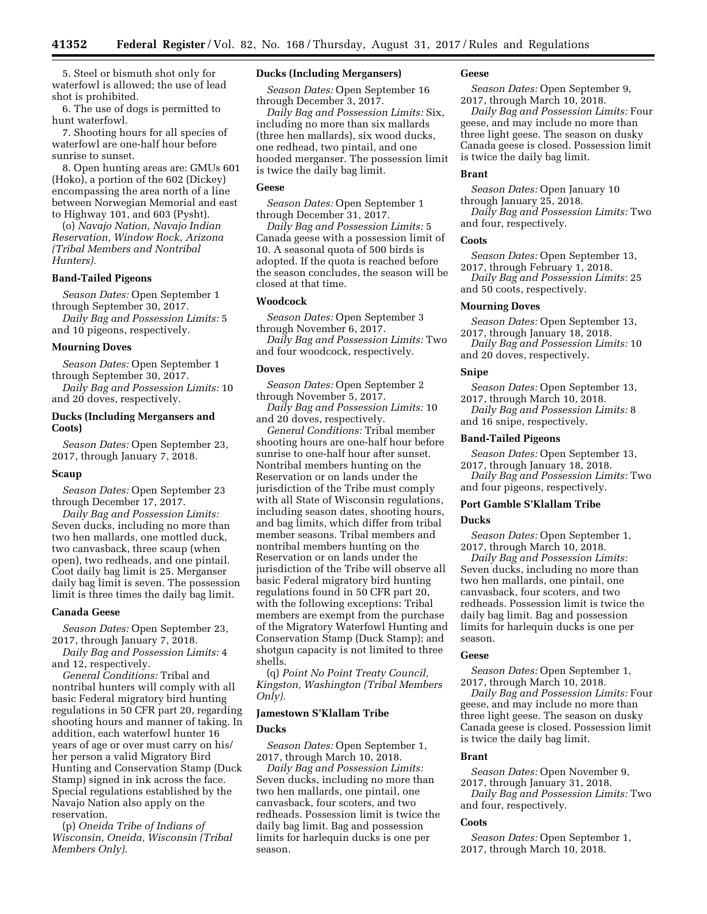5. Steel or bismuth shot only for waterfowl is allowed; the use of lead shot is prohibited.

6. The use of dogs is permitted to hunt waterfowl.

7. Shooting hours for all species of waterfowl are one-half hour before sunrise to sunset.

8. Open hunting areas are: GMUs 601 (Hoko), a portion of the 602 (Dickey) encompassing the area north of a line between Norwegian Memorial and east to Highway 101, and 603 (Pysht).

(o) *Navajo Nation, Navajo Indian Reservation, Window Rock, Arizona (Tribal Members and Nontribal Hunters).*

#### Band-Tailed Pigeons

*Season Dates:* Open September 1 through September 30, 2017.

*Daily Bag and Possession Limits:* 5 and 10 pigeons, respectively.

#### Mourning Doves

*Season Dates:* Open September 1 through September 30, 2017.

*Daily Bag and Possession Limits:* 10 and 20 doves, respectively.

#### Ducks (Including Mergansers and Coots)

*Season Dates:* Open September 23, 2017, through January 7, 2018.

#### Scaup

*Season Dates:* Open September 23 through December 17, 2017.

*Daily Bag and Possession Limits:* Seven ducks, including no more than two hen mallards, one mottled duck, two canvasback, three scaup (when open), two redheads, and one pintail. Coot daily bag limit is 25. Merganser daily bag limit is seven. The possession limit is three times the daily bag limit.

#### Canada Geese

*Season Dates:* Open September 23, 2017, through January 7, 2018.

*Daily Bag and Possession Limits:* 4 and 12, respectively.

*General Conditions:* Tribal and nontribal hunters will comply with all basic Federal migratory bird hunting regulations in 50 CFR part 20, regarding shooting hours and manner of taking. In addition, each waterfowl hunter 16 years of age or over must carry on his/her person a valid Migratory Bird Hunting and Conservation Stamp (Duck Stamp) signed in ink across the face. Special regulations established by the Navajo Nation also apply on the reservation.

(p) *Oneida Tribe of Indians of Wisconsin, Oneida, Wisconsin (Tribal Members Only).*

#### Ducks (Including Mergansers)

*Season Dates:* Open September 16 through December 3, 2017.

*Daily Bag and Possession Limits:* Six, including no more than six mallards (three hen mallards), six wood ducks, one redhead, two pintail, and one hooded merganser. The possession limit is twice the daily bag limit.

#### Geese

*Season Dates:* Open September 1 through December 31, 2017.

*Daily Bag and Possession Limits:* 5 Canada geese with a possession limit of 10. A seasonal quota of 500 birds is adopted. If the quota is reached before the season concludes, the season will be closed at that time.

#### Woodcock

*Season Dates:* Open September 3 through November 6, 2017.

*Daily Bag and Possession Limits:* Two and four woodcock, respectively.

#### Doves

*Season Dates:* Open September 2 through November 5, 2017.

*Daily Bag and Possession Limits:* 10 and 20 doves, respectively.

*General Conditions:* Tribal member shooting hours are one-half hour before sunrise to one-half hour after sunset. Nontribal members hunting on the Reservation or on lands under the jurisdiction of the Tribe must comply with all State of Wisconsin regulations, including season dates, shooting hours, and bag limits, which differ from tribal member seasons. Tribal members and nontribal members hunting on the Reservation or on lands under the jurisdiction of the Tribe will observe all basic Federal migratory bird hunting regulations found in 50 CFR part 20, with the following exceptions: Tribal members are exempt from the purchase of the Migratory Waterfowl Hunting and Conservation Stamp (Duck Stamp); and shotgun capacity is not limited to three shells.

(q) *Point No Point Treaty Council, Kingston, Washington (Tribal Members Only).*

### Jamestown S'Klallam Tribe

#### Ducks

*Season Dates:* Open September 1, 2017, through March 10, 2018.

*Daily Bag and Possession Limits:* Seven ducks, including no more than two hen mallards, one pintail, one canvasback, four scoters, and two redheads. Possession limit is twice the daily bag limit. Bag and possession limits for harlequin ducks is one per season.

#### Geese

*Season Dates:* Open September 9, 2017, through March 10, 2018.

*Daily Bag and Possession Limits:* Four geese, and may include no more than three light geese. The season on dusky Canada geese is closed. Possession limit is twice the daily bag limit.

#### Brant

*Season Dates:* Open January 10 through January 25, 2018.

*Daily Bag and Possession Limits:* Two and four, respectively.

#### Coots

*Season Dates:* Open September 13, 2017, through February 1, 2018.

*Daily Bag and Possession Limits:* 25 and 50 coots, respectively.

#### Mourning Doves

*Season Dates:* Open September 13, 2017, through January 18, 2018.

*Daily Bag and Possession Limits:* 10 and 20 doves, respectively.

#### Snipe

*Season Dates:* Open September 13, 2017, through March 10, 2018.

*Daily Bag and Possession Limits:* 8 and 16 snipe, respectively.

#### Band-Tailed Pigeons

*Season Dates:* Open September 13, 2017, through January 18, 2018.

*Daily Bag and Possession Limits:* Two and four pigeons, respectively.

### Port Gamble S'Klallam Tribe

#### Ducks

*Season Dates:* Open September 1, 2017, through March 10, 2018.

*Daily Bag and Possession Limits:* Seven ducks, including no more than two hen mallards, one pintail, one canvasback, four scoters, and two redheads. Possession limit is twice the daily bag limit. Bag and possession limits for harlequin ducks is one per season.

#### Geese

*Season Dates:* Open September 1, 2017, through March 10, 2018.

*Daily Bag and Possession Limits:* Four geese, and may include no more than three light geese. The season on dusky Canada geese is closed. Possession limit is twice the daily bag limit.

#### Brant

*Season Dates:* Open November 9, 2017, through January 31, 2018.

*Daily Bag and Possession Limits:* Two and four, respectively.

#### Coots

*Season Dates:* Open September 1, 2017, through March 10, 2018.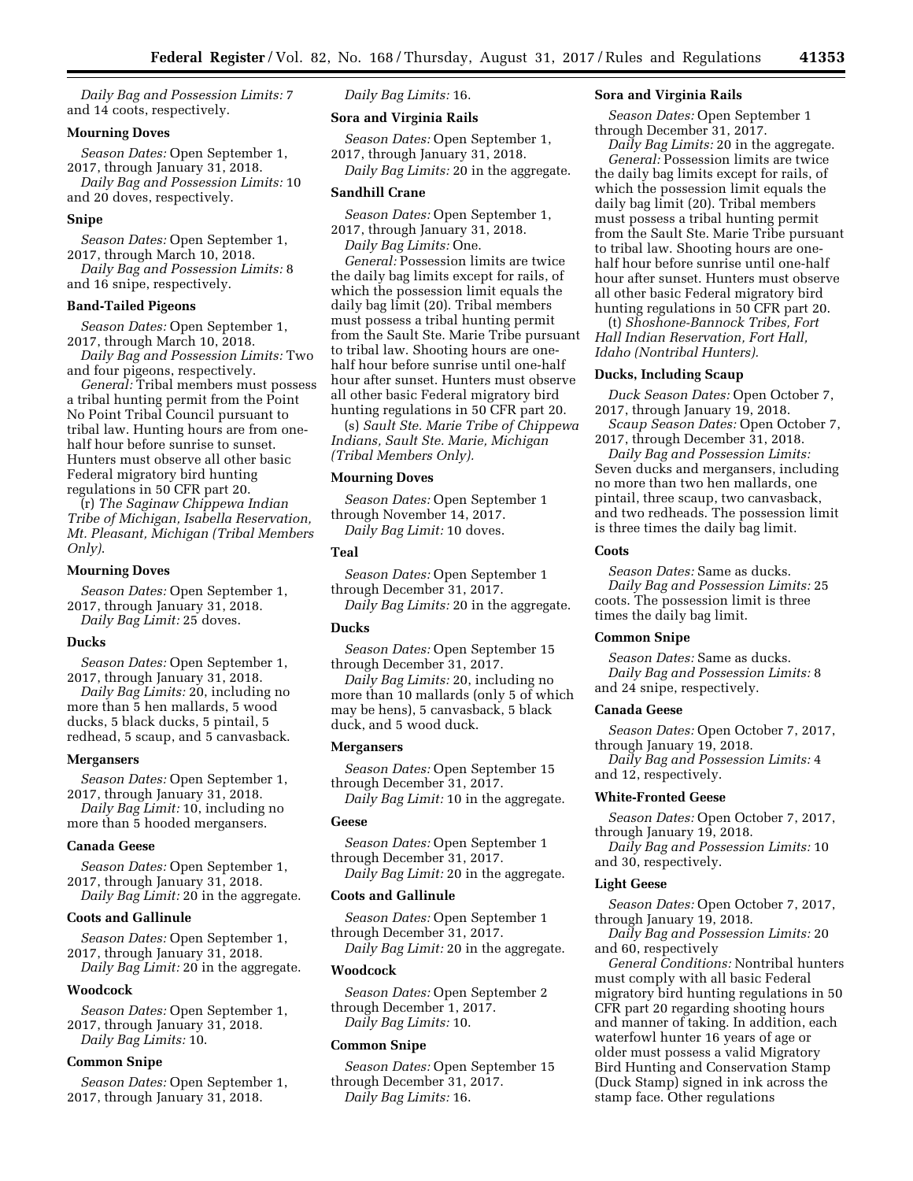*Daily Bag and Possession Limits:* 7 and 14 coots, respectively.

### Mourning Doves

*Season Dates:* Open September 1, 2017, through January 31, 2018.

*Daily Bag and Possession Limits:* 10 and 20 doves, respectively.

### Snipe

*Season Dates:* Open September 1, 2017, through March 10, 2018.

*Daily Bag and Possession Limits:* 8 and 16 snipe, respectively.

### Band-Tailed Pigeons

*Season Dates:* Open September 1, 2017, through March 10, 2018.

*Daily Bag and Possession Limits:* Two and four pigeons, respectively.

*General:* Tribal members must possess a tribal hunting permit from the Point No Point Tribal Council pursuant to tribal law. Hunting hours are from one-half hour before sunrise to sunset. Hunters must observe all other basic Federal migratory bird hunting regulations in 50 CFR part 20.

(r) *The Saginaw Chippewa Indian Tribe of Michigan, Isabella Reservation, Mt. Pleasant, Michigan (Tribal Members Only).*

### Mourning Doves

*Season Dates:* Open September 1, 2017, through January 31, 2018.

*Daily Bag Limit:* 25 doves.

### Ducks

*Season Dates:* Open September 1, 2017, through January 31, 2018.

*Daily Bag Limits:* 20, including no more than 5 hen mallards, 5 wood ducks, 5 black ducks, 5 pintail, 5 redhead, 5 scaup, and 5 canvasback.

### Mergansers

*Season Dates:* Open September 1, 2017, through January 31, 2018.

*Daily Bag Limit:* 10, including no more than 5 hooded mergansers.

### Canada Geese

*Season Dates:* Open September 1, 2017, through January 31, 2018.

*Daily Bag Limit:* 20 in the aggregate.

### Coots and Gallinule

*Season Dates:* Open September 1, 2017, through January 31, 2018.

*Daily Bag Limit:* 20 in the aggregate.

### Woodcock

*Season Dates:* Open September 1, 2017, through January 31, 2018.

*Daily Bag Limits:* 10.

### Common Snipe

*Season Dates:* Open September 1, 2017, through January 31, 2018.

*Daily Bag Limits:* 16.

### Sora and Virginia Rails

*Season Dates:* Open September 1, 2017, through January 31, 2018.

*Daily Bag Limits:* 20 in the aggregate.

### Sandhill Crane

*Season Dates:* Open September 1, 2017, through January 31, 2018.

*Daily Bag Limits:* One.

*General:* Possession limits are twice the daily bag limits except for rails, of which the possession limit equals the daily bag limit (20). Tribal members must possess a tribal hunting permit from the Sault Ste. Marie Tribe pursuant to tribal law. Shooting hours are one-half hour before sunrise until one-half hour after sunset. Hunters must observe all other basic Federal migratory bird hunting regulations in 50 CFR part 20.

(s) *Sault Ste. Marie Tribe of Chippewa Indians, Sault Ste. Marie, Michigan (Tribal Members Only).*

### Mourning Doves

*Season Dates:* Open September 1 through November 14, 2017.

*Daily Bag Limit:* 10 doves.

### Teal

*Season Dates:* Open September 1 through December 31, 2017.

*Daily Bag Limits:* 20 in the aggregate.

### Ducks

*Season Dates:* Open September 15 through December 31, 2017.

*Daily Bag Limits:* 20, including no more than 10 mallards (only 5 of which may be hens), 5 canvasback, 5 black duck, and 5 wood duck.

### Mergansers

*Season Dates:* Open September 15 through December 31, 2017.

*Daily Bag Limit:* 10 in the aggregate.

### Geese

*Season Dates:* Open September 1 through December 31, 2017.

*Daily Bag Limit:* 20 in the aggregate.

### Coots and Gallinule

*Season Dates:* Open September 1 through December 31, 2017.

*Daily Bag Limit:* 20 in the aggregate.

### Woodcock

*Season Dates:* Open September 2 through December 1, 2017.

*Daily Bag Limits:* 10.

### Common Snipe

*Season Dates:* Open September 15 through December 31, 2017.

*Daily Bag Limits:* 16.

### Sora and Virginia Rails

*Season Dates:* Open September 1 through December 31, 2017.

*Daily Bag Limits:* 20 in the aggregate.

*General:* Possession limits are twice the daily bag limits except for rails, of which the possession limit equals the daily bag limit (20). Tribal members must possess a tribal hunting permit from the Sault Ste. Marie Tribe pursuant to tribal law. Shooting hours are one-half hour before sunrise until one-half hour after sunset. Hunters must observe all other basic Federal migratory bird hunting regulations in 50 CFR part 20.

(t) *Shoshone-Bannock Tribes, Fort Hall Indian Reservation, Fort Hall, Idaho (Nontribal Hunters).*

### Ducks, Including Scaup

*Duck Season Dates:* Open October 7, 2017, through January 19, 2018.

*Scaup Season Dates:* Open October 7, 2017, through December 31, 2018.

*Daily Bag and Possession Limits:* Seven ducks and mergansers, including no more than two hen mallards, one pintail, three scaup, two canvasback, and two redheads. The possession limit is three times the daily bag limit.

### Coots

*Season Dates:* Same as ducks.

*Daily Bag and Possession Limits:* 25 coots. The possession limit is three times the daily bag limit.

### Common Snipe

*Season Dates:* Same as ducks.

*Daily Bag and Possession Limits:* 8 and 24 snipe, respectively.

### Canada Geese

*Season Dates:* Open October 7, 2017, through January 19, 2018.

*Daily Bag and Possession Limits:* 4 and 12, respectively.

### White-Fronted Geese

*Season Dates:* Open October 7, 2017, through January 19, 2018.

*Daily Bag and Possession Limits:* 10 and 30, respectively.

### Light Geese

*Season Dates:* Open October 7, 2017, through January 19, 2018.

*Daily Bag and Possession Limits:* 20 and 60, respectively

*General Conditions:* Nontribal hunters must comply with all basic Federal migratory bird hunting regulations in 50 CFR part 20 regarding shooting hours and manner of taking. In addition, each waterfowl hunter 16 years of age or older must possess a valid Migratory Bird Hunting and Conservation Stamp (Duck Stamp) signed in ink across the stamp face. Other regulations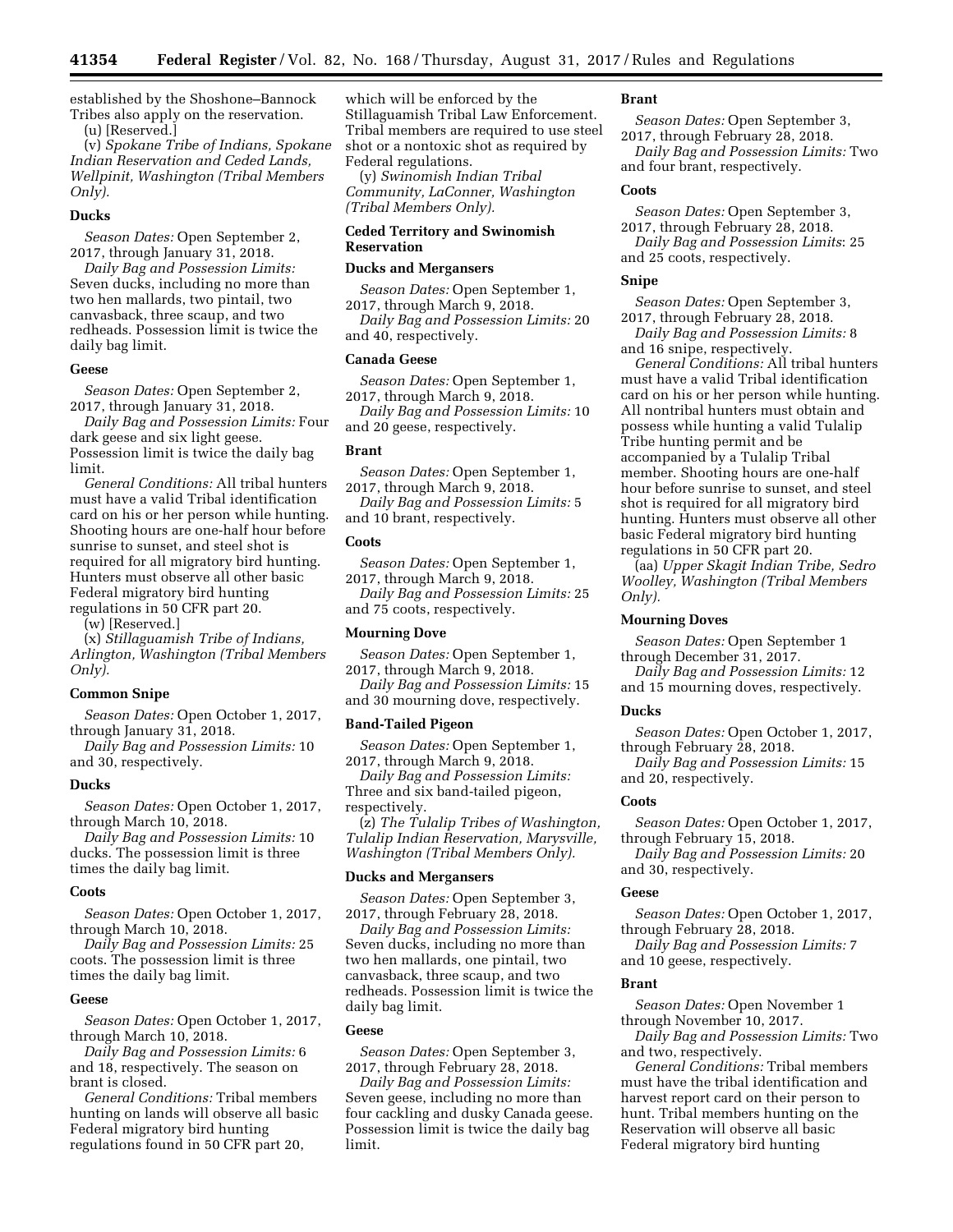established by the Shoshone–Bannock Tribes also apply on the reservation.

(u) [Reserved.]

(v) *Spokane Tribe of Indians, Spokane Indian Reservation and Ceded Lands, Wellpinit, Washington (Tribal Members Only).*

**Ducks**

*Season Dates:* Open September 2, 2017, through January 31, 2018.

*Daily Bag and Possession Limits:* Seven ducks, including no more than two hen mallards, two pintail, two canvasback, three scaup, and two redheads. Possession limit is twice the daily bag limit.

**Geese**

*Season Dates:* Open September 2, 2017, through January 31, 2018.

*Daily Bag and Possession Limits:* Four dark geese and six light geese. Possession limit is twice the daily bag limit.

*General Conditions:* All tribal hunters must have a valid Tribal identification card on his or her person while hunting. Shooting hours are one-half hour before sunrise to sunset, and steel shot is required for all migratory bird hunting. Hunters must observe all other basic Federal migratory bird hunting regulations in 50 CFR part 20.

(w) [Reserved.]

(x) *Stillaguamish Tribe of Indians, Arlington, Washington (Tribal Members Only).*

**Common Snipe**

*Season Dates:* Open October 1, 2017, through January 31, 2018.

*Daily Bag and Possession Limits:* 10 and 30, respectively.

**Ducks**

*Season Dates:* Open October 1, 2017, through March 10, 2018.

*Daily Bag and Possession Limits:* 10 ducks. The possession limit is three times the daily bag limit.

**Coots**

*Season Dates:* Open October 1, 2017, through March 10, 2018.

*Daily Bag and Possession Limits:* 25 coots. The possession limit is three times the daily bag limit.

**Geese**

*Season Dates:* Open October 1, 2017, through March 10, 2018.

*Daily Bag and Possession Limits:* 6 and 18, respectively. The season on brant is closed.

*General Conditions:* Tribal members hunting on lands will observe all basic Federal migratory bird hunting regulations found in 50 CFR part 20, which will be enforced by the Stillaguamish Tribal Law Enforcement. Tribal members are required to use steel shot or a nontoxic shot as required by Federal regulations.

(y) *Swinomish Indian Tribal Community, LaConner, Washington (Tribal Members Only).*

**Ceded Territory and Swinomish Reservation**

**Ducks and Mergansers**

*Season Dates:* Open September 1, 2017, through March 9, 2018.

*Daily Bag and Possession Limits:* 20 and 40, respectively.

**Canada Geese**

*Season Dates:* Open September 1, 2017, through March 9, 2018.

*Daily Bag and Possession Limits:* 10 and 20 geese, respectively.

**Brant**

*Season Dates:* Open September 1, 2017, through March 9, 2018.

*Daily Bag and Possession Limits:* 5 and 10 brant, respectively.

**Coots**

*Season Dates:* Open September 1, 2017, through March 9, 2018.

*Daily Bag and Possession Limits:* 25 and 75 coots, respectively.

**Mourning Dove**

*Season Dates:* Open September 1, 2017, through March 9, 2018.

*Daily Bag and Possession Limits:* 15 and 30 mourning dove, respectively.

**Band-Tailed Pigeon**

*Season Dates:* Open September 1, 2017, through March 9, 2018.

*Daily Bag and Possession Limits:* Three and six band-tailed pigeon, respectively.

(z) *The Tulalip Tribes of Washington, Tulalip Indian Reservation, Marysville, Washington (Tribal Members Only).*

**Ducks and Mergansers**

*Season Dates:* Open September 3, 2017, through February 28, 2018.

*Daily Bag and Possession Limits:* Seven ducks, including no more than two hen mallards, one pintail, two canvasback, three scaup, and two redheads. Possession limit is twice the daily bag limit.

**Geese**

*Season Dates:* Open September 3, 2017, through February 28, 2018.

*Daily Bag and Possession Limits:* Seven geese, including no more than four cackling and dusky Canada geese. Possession limit is twice the daily bag limit.

**Brant**

*Season Dates:* Open September 3, 2017, through February 28, 2018.

*Daily Bag and Possession Limits:* Two and four brant, respectively.

**Coots**

*Season Dates:* Open September 3, 2017, through February 28, 2018.

*Daily Bag and Possession Limits*: 25 and 25 coots, respectively.

**Snipe**

*Season Dates:* Open September 3, 2017, through February 28, 2018.

*Daily Bag and Possession Limits:* 8 and 16 snipe, respectively.

*General Conditions:* All tribal hunters must have a valid Tribal identification card on his or her person while hunting. All nontribal hunters must obtain and possess while hunting a valid Tulalip Tribe hunting permit and be accompanied by a Tulalip Tribal member. Shooting hours are one-half hour before sunrise to sunset, and steel shot is required for all migratory bird hunting. Hunters must observe all other basic Federal migratory bird hunting regulations in 50 CFR part 20.

(aa) *Upper Skagit Indian Tribe, Sedro Woolley, Washington (Tribal Members Only).*

**Mourning Doves**

*Season Dates:* Open September 1 through December 31, 2017.

*Daily Bag and Possession Limits:* 12 and 15 mourning doves, respectively.

**Ducks**

*Season Dates:* Open October 1, 2017, through February 28, 2018.

*Daily Bag and Possession Limits:* 15 and 20, respectively.

**Coots**

*Season Dates:* Open October 1, 2017, through February 15, 2018.

*Daily Bag and Possession Limits:* 20 and 30, respectively.

**Geese**

*Season Dates:* Open October 1, 2017, through February 28, 2018.

*Daily Bag and Possession Limits:* 7 and 10 geese, respectively.

**Brant**

*Season Dates:* Open November 1 through November 10, 2017.

*Daily Bag and Possession Limits:* Two and two, respectively.

*General Conditions:* Tribal members must have the tribal identification and harvest report card on their person to hunt. Tribal members hunting on the Reservation will observe all basic Federal migratory bird hunting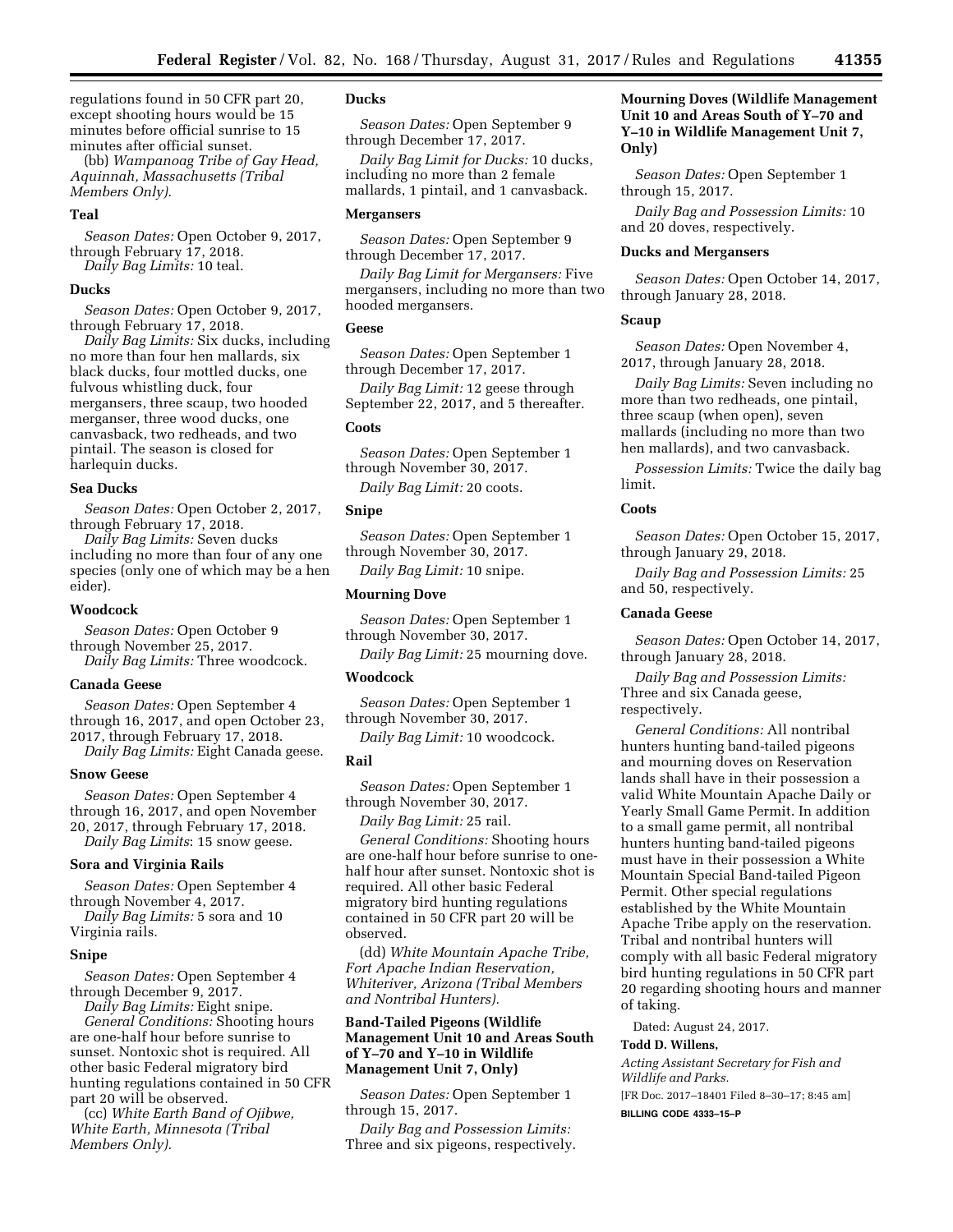regulations found in 50 CFR part 20, except shooting hours would be 15 minutes before official sunrise to 15 minutes after official sunset.

(bb) *Wampanoag Tribe of Gay Head, Aquinnah, Massachusetts (Tribal Members Only).*

#### Teal

*Season Dates:* Open October 9, 2017, through February 17, 2018.

*Daily Bag Limits:* 10 teal.

#### Ducks

*Season Dates:* Open October 9, 2017, through February 17, 2018.

*Daily Bag Limits:* Six ducks, including no more than four hen mallards, six black ducks, four mottled ducks, one fulvous whistling duck, four mergansers, three scaup, two hooded merganser, three wood ducks, one canvasback, two redheads, and two pintail. The season is closed for harlequin ducks.

#### Sea Ducks

*Season Dates:* Open October 2, 2017, through February 17, 2018.

*Daily Bag Limits:* Seven ducks including no more than four of any one species (only one of which may be a hen eider).

#### Woodcock

*Season Dates:* Open October 9 through November 25, 2017.

*Daily Bag Limits:* Three woodcock.

#### Canada Geese

*Season Dates:* Open September 4 through 16, 2017, and open October 23, 2017, through February 17, 2018.

*Daily Bag Limits:* Eight Canada geese.

#### Snow Geese

*Season Dates:* Open September 4 through 16, 2017, and open November 20, 2017, through February 17, 2018.

*Daily Bag Limits*: 15 snow geese.

#### Sora and Virginia Rails

*Season Dates:* Open September 4 through November 4, 2017.

*Daily Bag Limits:* 5 sora and 10 Virginia rails.

#### Snipe

*Season Dates:* Open September 4 through December 9, 2017.

*Daily Bag Limits:* Eight snipe.

*General Conditions:* Shooting hours are one-half hour before sunrise to sunset. Nontoxic shot is required. All other basic Federal migratory bird hunting regulations contained in 50 CFR part 20 will be observed.

(cc) *White Earth Band of Ojibwe, White Earth, Minnesota (Tribal Members Only).*

#### Ducks

*Season Dates:* Open September 9 through December 17, 2017.

*Daily Bag Limit for Ducks:* 10 ducks, including no more than 2 female mallards, 1 pintail, and 1 canvasback.

#### Mergansers

*Season Dates:* Open September 9 through December 17, 2017.

*Daily Bag Limit for Mergansers:* Five mergansers, including no more than two hooded mergansers.

#### Geese

*Season Dates:* Open September 1 through December 17, 2017.

*Daily Bag Limit:* 12 geese through September 22, 2017, and 5 thereafter.

#### Coots

*Season Dates:* Open September 1 through November 30, 2017.

*Daily Bag Limit:* 20 coots.

#### Snipe

*Season Dates:* Open September 1 through November 30, 2017.

*Daily Bag Limit:* 10 snipe.

#### Mourning Dove

*Season Dates:* Open September 1 through November 30, 2017.

*Daily Bag Limit:* 25 mourning dove.

#### Woodcock

*Season Dates:* Open September 1 through November 30, 2017.

*Daily Bag Limit:* 10 woodcock.

#### Rail

*Season Dates:* Open September 1 through November 30, 2017.

*Daily Bag Limit:* 25 rail.

*General Conditions:* Shooting hours are one-half hour before sunrise to one-half hour after sunset. Nontoxic shot is required. All other basic Federal migratory bird hunting regulations contained in 50 CFR part 20 will be observed.

(dd) *White Mountain Apache Tribe, Fort Apache Indian Reservation, Whiteriver, Arizona (Tribal Members and Nontribal Hunters).*

#### Band-Tailed Pigeons (Wildlife Management Unit 10 and Areas South of Y–70 and Y–10 in Wildlife Management Unit 7, Only)

*Season Dates:* Open September 1 through 15, 2017.

*Daily Bag and Possession Limits:* Three and six pigeons, respectively.

#### Mourning Doves (Wildlife Management Unit 10 and Areas South of Y–70 and Y–10 in Wildlife Management Unit 7, Only)

*Season Dates:* Open September 1 through 15, 2017.

*Daily Bag and Possession Limits:* 10 and 20 doves, respectively.

#### Ducks and Mergansers

*Season Dates:* Open October 14, 2017, through January 28, 2018.

#### Scaup

*Season Dates:* Open November 4, 2017, through January 28, 2018.

*Daily Bag Limits:* Seven including no more than two redheads, one pintail, three scaup (when open), seven mallards (including no more than two hen mallards), and two canvasback.

*Possession Limits:* Twice the daily bag limit.

#### Coots

*Season Dates:* Open October 15, 2017, through January 29, 2018.

*Daily Bag and Possession Limits:* 25 and 50, respectively.

#### Canada Geese

*Season Dates:* Open October 14, 2017, through January 28, 2018.

*Daily Bag and Possession Limits:* Three and six Canada geese, respectively.

*General Conditions:* All nontribal hunters hunting band-tailed pigeons and mourning doves on Reservation lands shall have in their possession a valid White Mountain Apache Daily or Yearly Small Game Permit. In addition to a small game permit, all nontribal hunters hunting band-tailed pigeons must have in their possession a White Mountain Special Band-tailed Pigeon Permit. Other special regulations established by the White Mountain Apache Tribe apply on the reservation. Tribal and nontribal hunters will comply with all basic Federal migratory bird hunting regulations in 50 CFR part 20 regarding shooting hours and manner of taking.

Dated: August 24, 2017.

**Todd D. Willens,**

*Acting Assistant Secretary for Fish and Wildlife and Parks.*

[FR Doc. 2017–18401 Filed 8–30–17; 8:45 am]

**BILLING CODE 4333–15–P**